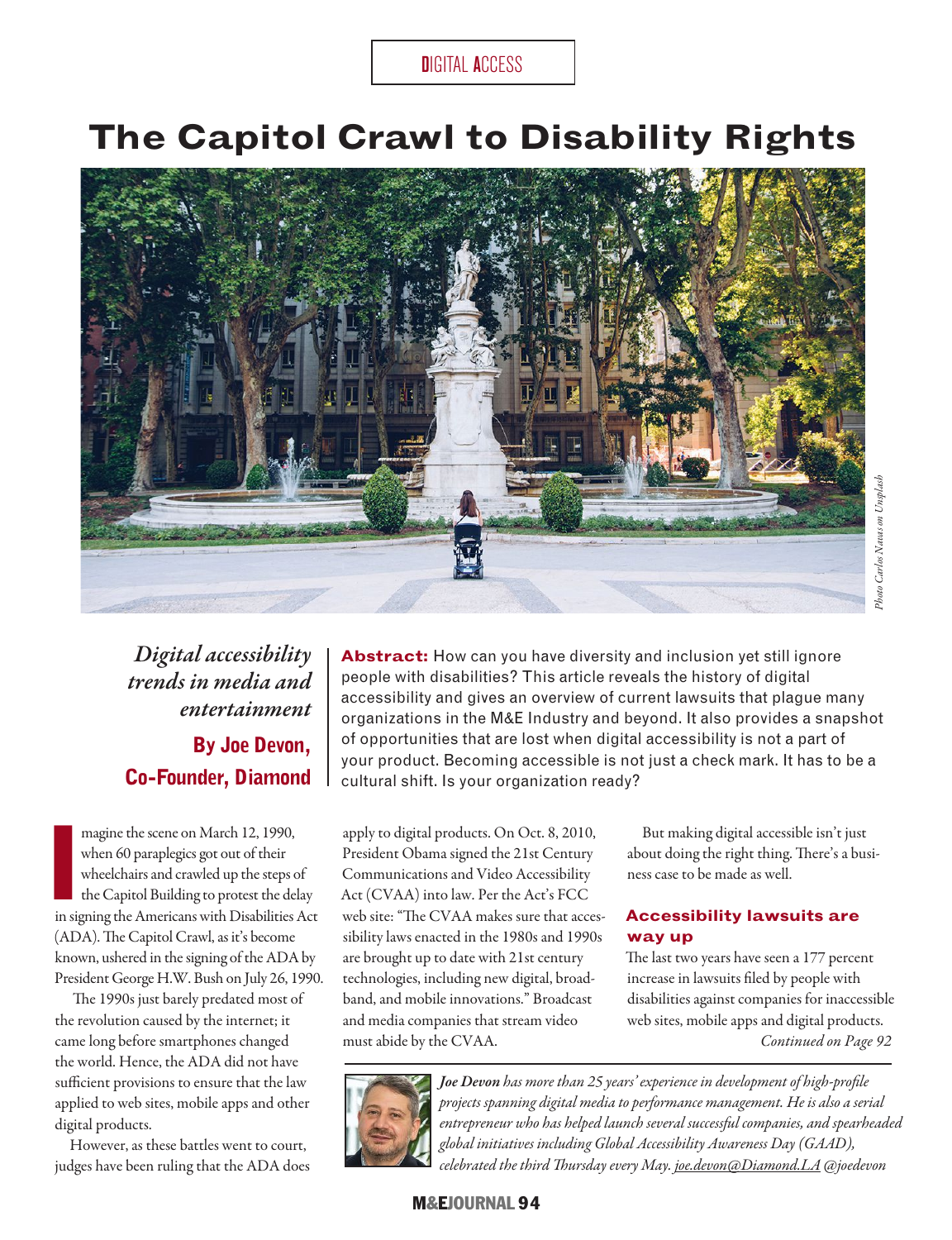DIGITAL ACCESS

# The Capitol Crawl to Disability Rights

*Photo Carlos Navas on Unsplash*

*Digital accessibility trends in media and entertainment*

**By Joe Devon, Co-Founder, Diamond**

**Abstract:** How can you have diversity and inclusion yet still ignore people with disabilities? This article reveals the history of digital accessibility and gives an overview of current lawsuits that plague many organizations in the M&E Industry and beyond. It also provides a snapshot of opportunities that are lost when digital accessibility is not a part of your product. Becoming accessible is not just a check mark. It has to be a cultural shift. Is your organization ready?

Imagine the scene on March 12, 1990, when 60 paraplegics got out of their wheelchairs and crawled up the steps of the Capitol Building to protest the delay in signing the Americans with Disabilities Act (ADA). The Capitol Crawl, as it's become known, ushered in the signing of the ADA by President George H.W. Bush on July 26, 1990.

The 1990s just barely predated most of the revolution caused by the internet; it came long before smartphones changed the world. Hence, the ADA did not have sufficient provisions to ensure that the law applied to web sites, mobile apps and other digital products.

However, as these battles went to court, judges have been ruling that the ADA does apply to digital products. On Oct. 8, 2010, President Obama signed the 21st Century Communications and Video Accessibility Act (CVAA) into law. Per the Act's FCC web site: "The CVAA makes sure that accessibility laws enacted in the 1980s and 1990s are brought up to date with 21st century technologies, including new digital, broadband, and mobile innovations." Broadcast and media companies that stream video must abide by the CVAA.

But making digital accessible isn't just about doing the right thing. There's a business case to be made as well.

## Accessibility lawsuits are way up

The last two years have seen a 177 percent increase in lawsuits filed by people with disabilities against companies for inaccessible web sites, mobile apps and digital products.

*Continued on Page 92*

*Joe Devon has more than 25 years' experience in development of high-profile projects spanning digital media to performance management. He is also a serial entrepreneur who has helped launch several successful companies, and spearheaded global initiatives including Global Accessibility Awareness Day (GAAD), celebrated the third Thursday every May. joe.devon@Diamond.LA @joedevon*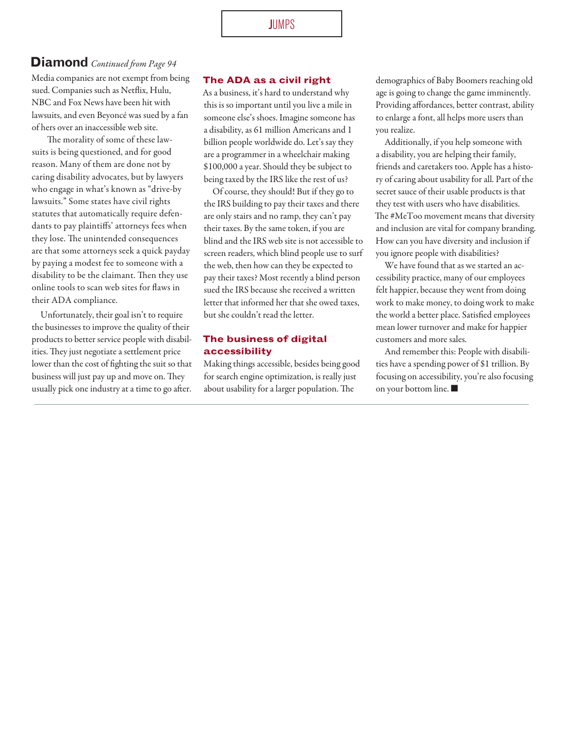**Diamond** *Continued from Page 94*

Media companies are not exempt from being sued. Companies such as Netflix, Hulu, NBC and Fox News have been hit with lawsuits, and even Beyoncé was sued by a fan of hers over an inaccessible web site.

The morality of some of these lawsuits is being questioned, and for good reason. Many of them are done not by caring disability advocates, but by lawyers who engage in what's known as "drive-by lawsuits." Some states have civil rights statutes that automatically require defendants to pay plaintiffs' attorneys fees when they lose. The unintended consequences are that some attorneys seek a quick payday by paying a modest fee to someone with a disability to be the claimant. Then they use online tools to scan web sites for flaws in their ADA compliance.

Unfortunately, their goal isn't to require the businesses to improve the quality of their products to better service people with disabilities. They just negotiate a settlement price lower than the cost of fighting the suit so that business will just pay up and move on. They usually pick one industry at a time to go after.

## The ADA as a civil right

As a business, it's hard to understand why this is so important until you live a mile in someone else's shoes. Imagine someone has a disability, as 61 million Americans and 1 billion people worldwide do. Let's say they are a programmer in a wheelchair making $100,000 a year. Should they be subject to being taxed by the IRS like the rest of us?

Of course, they should! But if they go to the IRS building to pay their taxes and there are only stairs and no ramp, they can't pay their taxes. By the same token, if you are blind and the IRS web site is not accessible to screen readers, which blind people use to surf the web, then how can they be expected to pay their taxes? Most recently a blind person sued the IRS because she received a written letter that informed her that she owed taxes, but she couldn't read the letter.

## The business of digital accessibility

Making things accessible, besides being good for search engine optimization, is really just about usability for a larger population. The demographics of Baby Boomers reaching old age is going to change the game imminently. Providing affordances, better contrast, ability to enlarge a font, all helps more users than you realize.

Additionally, if you help someone with a disability, you are helping their family, friends and caretakers too. Apple has a history of caring about usability for all. Part of the secret sauce of their usable products is that they test with users who have disabilities. The #MeToo movement means that diversity and inclusion are vital for company branding. How can you have diversity and inclusion if you ignore people with disabilities?

We have found that as we started an accessibility practice, many of our employees felt happier, because they went from doing work to make money, to doing work to make the world a better place. Satisfied employees mean lower turnover and make for happier customers and more sales.

And remember this: People with disabilities have a spending power of $1 trillion. By focusing on accessibility, you're also focusing on your bottom line. ■